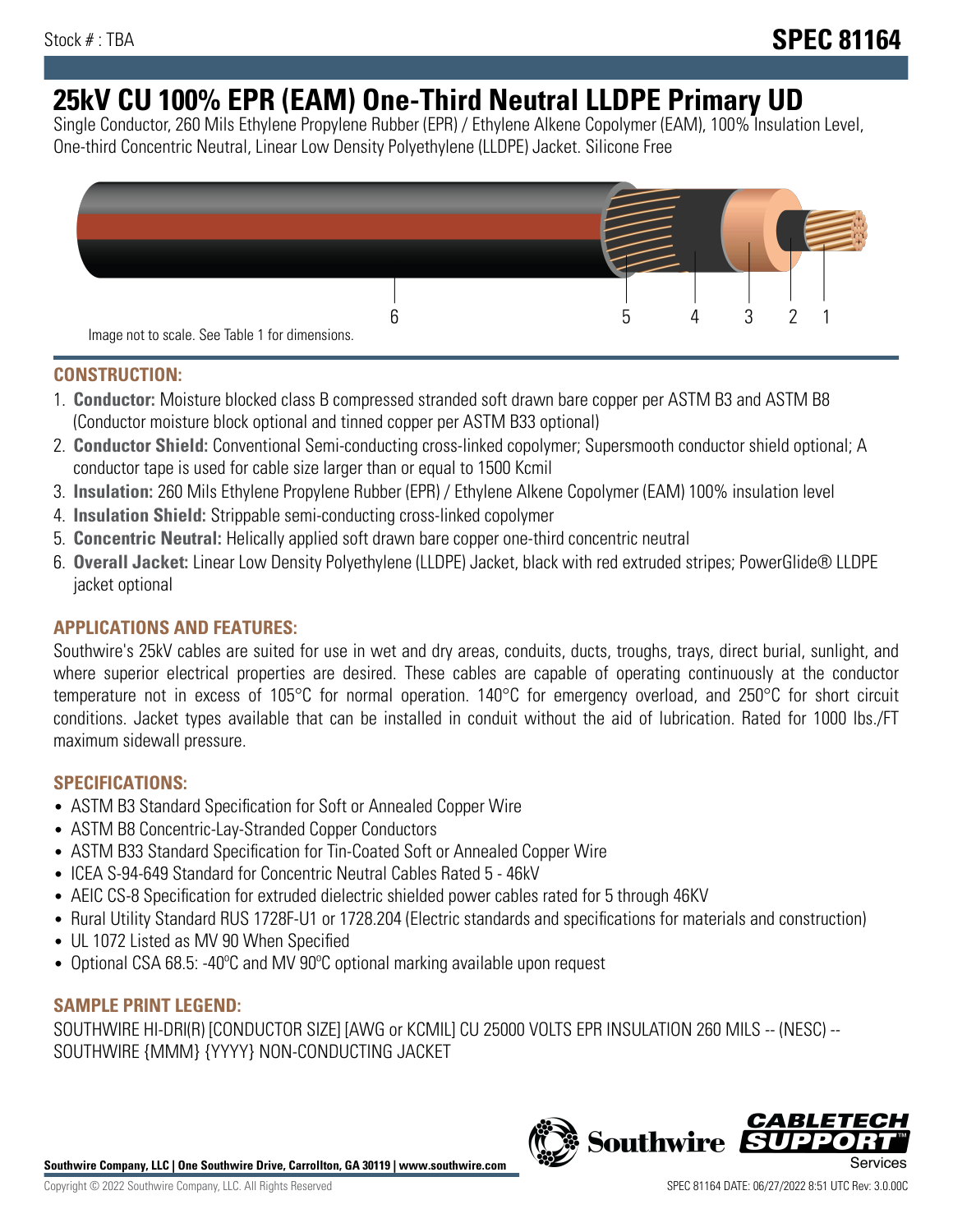Stock # : TBA

# SPEC 81164

# 25kV CU 100% EPR (EAM) One-Third Neutral LLDPE Primary UD

Single Conductor, 260 Mils Ethylene Propylene Rubber (EPR) / Ethylene Alkene Copolymer (EAM), 100% Insulation Level, One-third Concentric Neutral, Linear Low Density Polyethylene (LLDPE) Jacket. Silicone Free

6 5 4 3 2 1

Image not to scale. See Table 1 for dimensions.

## CONSTRUCTION:

1. **Conductor:** Moisture blocked class B compressed stranded soft drawn bare copper per ASTM B3 and ASTM B8 (Conductor moisture block optional and tinned copper per ASTM B33 optional)
2. **Conductor Shield:** Conventional Semi-conducting cross-linked copolymer; Supersmooth conductor shield optional; A conductor tape is used for cable size larger than or equal to 1500 Kcmil
3. **Insulation:** 260 Mils Ethylene Propylene Rubber (EPR) / Ethylene Alkene Copolymer (EAM) 100% insulation level
4. **Insulation Shield:** Strippable semi-conducting cross-linked copolymer
5. **Concentric Neutral:** Helically applied soft drawn bare copper one-third concentric neutral
6. **Overall Jacket:** Linear Low Density Polyethylene (LLDPE) Jacket, black with red extruded stripes; PowerGlide® LLDPE jacket optional

## APPLICATIONS AND FEATURES:

Southwire's 25kV cables are suited for use in wet and dry areas, conduits, ducts, troughs, trays, direct burial, sunlight, and where superior electrical properties are desired. These cables are capable of operating continuously at the conductor temperature not in excess of 105°C for normal operation. 140°C for emergency overload, and 250°C for short circuit conditions. Jacket types available that can be installed in conduit without the aid of lubrication. Rated for 1000 lbs./FT maximum sidewall pressure.

## SPECIFICATIONS:

- ASTM B3 Standard Specification for Soft or Annealed Copper Wire
- ASTM B8 Concentric-Lay-Stranded Copper Conductors
- ASTM B33 Standard Specification for Tin-Coated Soft or Annealed Copper Wire
- ICEA S-94-649 Standard for Concentric Neutral Cables Rated 5 - 46kV
- AEIC CS-8 Specification for extruded dielectric shielded power cables rated for 5 through 46KV
- Rural Utility Standard RUS 1728F-U1 or 1728.204 (Electric standards and specifications for materials and construction)
- UL 1072 Listed as MV 90 When Specified
- Optional CSA 68.5: -40ºC and MV 90ºC optional marking available upon request

## SAMPLE PRINT LEGEND:

SOUTHWIRE HI-DRI(R) [CONDUCTOR SIZE] [AWG or KCMIL] CU 25000 VOLTS EPR INSULATION 260 MILS -- (NESC) -- SOUTHWIRE {MMM} {YYYY} NON-CONDUCTING JACKET

**Southwire Company, LLC | One Southwire Drive, Carrollton, GA 30119 | www.southwire.com**

Copyright © 2022 Southwire Company, LLC. All Rights Reserved

SPEC 81164 DATE: 06/27/2022 8:51 UTC Rev: 3.0.00C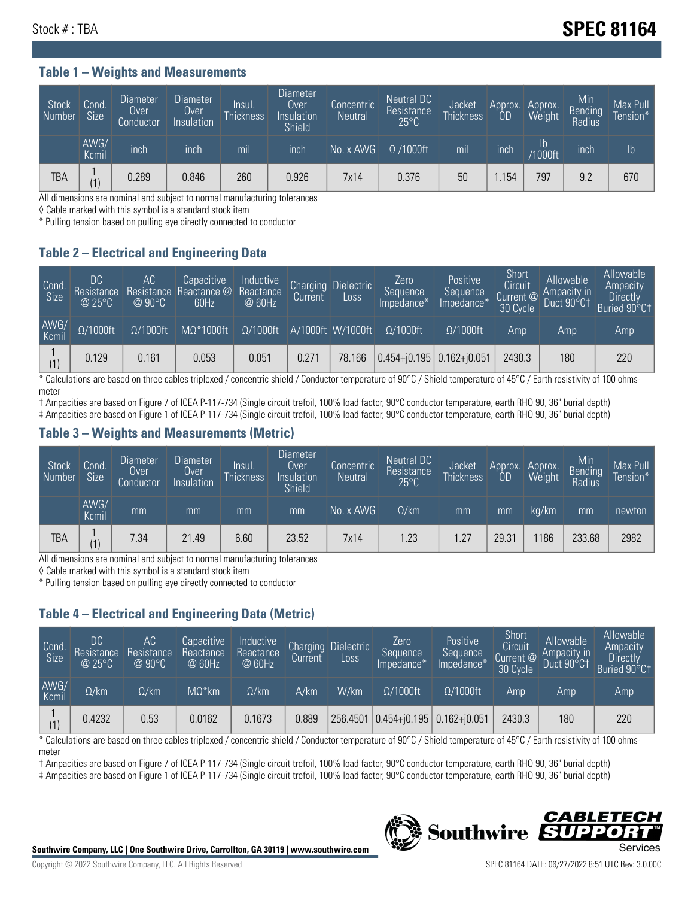Stock # : TBA

# SPEC 81164

## Table 1 – Weights and Measurements

| Stock Number | Cond. Size | Diameter Over Conductor | Diameter Over Insulation | Insul. Thickness | Diameter Over Insulation Shield | Concentric Neutral | Neutral DC Resistance 25°C | Jacket Thickness | Approx. OD | Approx. Weight | Min Bending Radius | Max Pull Tension* |
|---|---|---|---|---|---|---|---|---|---|---|---|---|
| | AWG/ Kcmil | inch | inch | mil | inch | No. x AWG | Ω /1000ft | mil | inch | lb /1000ft | inch | lb |
| TBA | 1 (1) | 0.289 | 0.846 | 260 | 0.926 | 7x14 | 0.376 | 50 | 1.154 | 797 | 9.2 | 670 |

All dimensions are nominal and subject to normal manufacturing tolerances

◊ Cable marked with this symbol is a standard stock item

* Pulling tension based on pulling eye directly connected to conductor

## Table 2 – Electrical and Engineering Data

| Cond. Size | DC Resistance @ 25°C | AC Resistance @ 90°C | Capacitive Reactance @ 60Hz | Inductive Reactance @ 60Hz | Charging Current | Dielectric Loss | Zero Sequence Impedance* | Positive Sequence Impedance* | Short Circuit Current @ 30 Cycle | Allowable Ampacity in Duct 90°C† | Allowable Ampacity Directly Buried 90°C‡ |
|---|---|---|---|---|---|---|---|---|---|---|---|
| AWG/ Kcmil | Ω/1000ft | Ω/1000ft | MΩ*1000ft | Ω/1000ft | A/1000ft | W/1000ft | Ω/1000ft | Ω/1000ft | Amp | Amp | Amp |
| 1 (1) | 0.129 | 0.161 | 0.053 | 0.051 | 0.271 | 78.166 | 0.454+j0.195 | 0.162+j0.051 | 2430.3 | 180 | 220 |

* Calculations are based on three cables triplexed / concentric shield / Conductor temperature of 90°C / Shield temperature of 45°C / Earth resistivity of 100 ohms-meter

† Ampacities are based on Figure 7 of ICEA P-117-734 (Single circuit trefoil, 100% load factor, 90°C conductor temperature, earth RHO 90, 36" burial depth)

‡ Ampacities are based on Figure 1 of ICEA P-117-734 (Single circuit trefoil, 100% load factor, 90°C conductor temperature, earth RHO 90, 36" burial depth)

## Table 3 – Weights and Measurements (Metric)

| Stock Number | Cond. Size | Diameter Over Conductor | Diameter Over Insulation | Insul. Thickness | Diameter Over Insulation Shield | Concentric Neutral | Neutral DC Resistance 25°C | Jacket Thickness | Approx. OD | Approx. Weight | Min Bending Radius | Max Pull Tension* |
|---|---|---|---|---|---|---|---|---|---|---|---|---|
| | AWG/ Kcmil | mm | mm | mm | mm | No. x AWG | Ω/km | mm | mm | kg/km | mm | newton |
| TBA | 1 (1) | 7.34 | 21.49 | 6.60 | 23.52 | 7x14 | 1.23 | 1.27 | 29.31 | 1186 | 233.68 | 2982 |

All dimensions are nominal and subject to normal manufacturing tolerances

◊ Cable marked with this symbol is a standard stock item

* Pulling tension based on pulling eye directly connected to conductor

## Table 4 – Electrical and Engineering Data (Metric)

| Cond. Size | DC Resistance @ 25°C | AC Resistance @ 90°C | Capacitive Reactance @ 60Hz | Inductive Reactance @ 60Hz | Charging Current | Dielectric Loss | Zero Sequence Impedance* | Positive Sequence Impedance* | Short Circuit Current @ 30 Cycle | Allowable Ampacity in Duct 90°C† | Allowable Ampacity Directly Buried 90°C‡ |
|---|---|---|---|---|---|---|---|---|---|---|---|
| AWG/ Kcmil | Ω/km | Ω/km | MΩ*km | Ω/km | A/km | W/km | Ω/1000ft | Ω/1000ft | Amp | Amp | Amp |
| 1 (1) | 0.4232 | 0.53 | 0.0162 | 0.1673 | 0.889 | 256.4501 | 0.454+j0.195 | 0.162+j0.051 | 2430.3 | 180 | 220 |

* Calculations are based on three cables triplexed / concentric shield / Conductor temperature of 90°C / Shield temperature of 45°C / Earth resistivity of 100 ohms-meter

† Ampacities are based on Figure 7 of ICEA P-117-734 (Single circuit trefoil, 100% load factor, 90°C conductor temperature, earth RHO 90, 36" burial depth)

‡ Ampacities are based on Figure 1 of ICEA P-117-734 (Single circuit trefoil, 100% load factor, 90°C conductor temperature, earth RHO 90, 36" burial depth)

**Southwire Company, LLC | One Southwire Drive, Carrollton, GA 30119 | www.southwire.com**

Copyright © 2022 Southwire Company, LLC. All Rights Reserved

SPEC 81164 DATE: 06/27/2022 8:51 UTC Rev: 3.0.00C